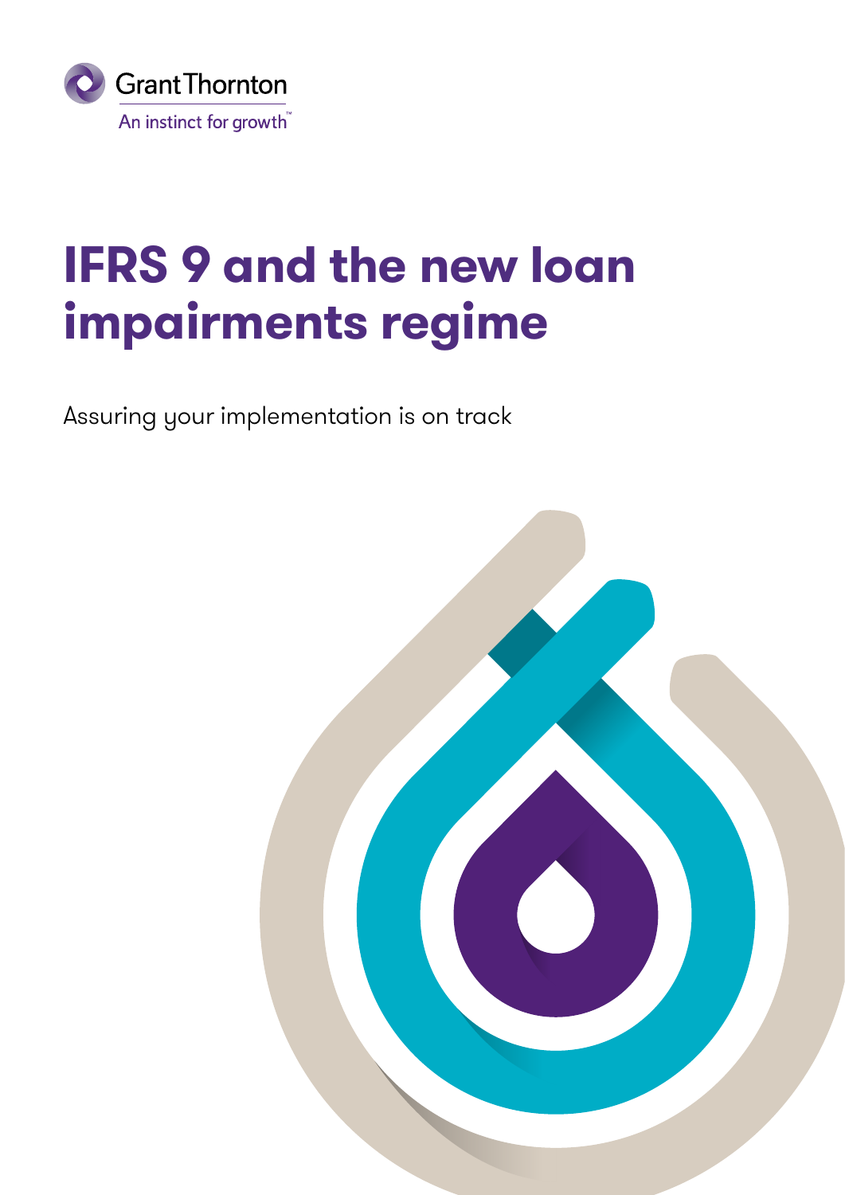Grant Thornton

An instinct for growth™

# IFRS 9 and the new loan impairments regime

Assuring your implementation is on track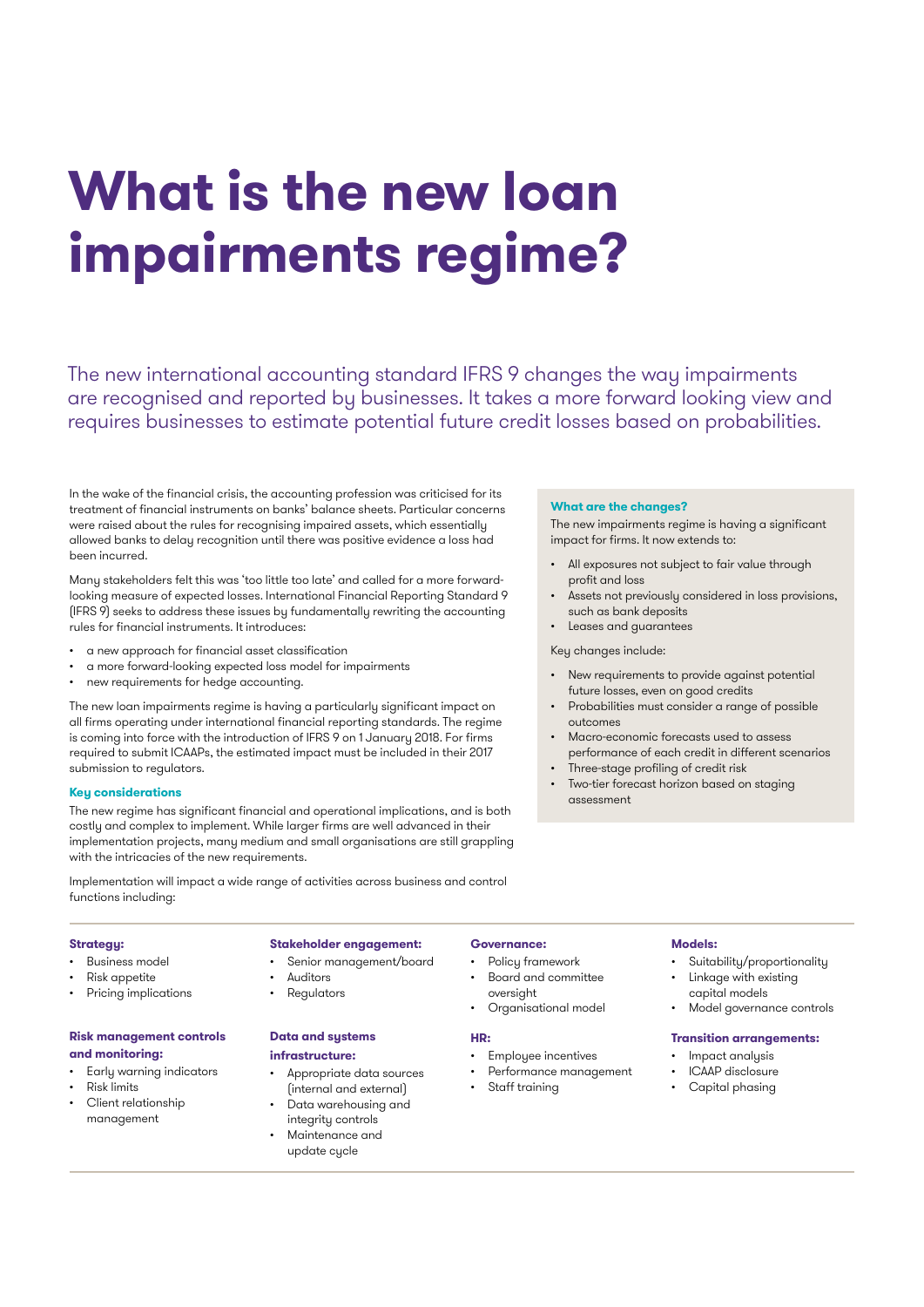# What is the new loan impairments regime?

The new international accounting standard IFRS 9 changes the way impairments are recognised and reported by businesses. It takes a more forward looking view and requires businesses to estimate potential future credit losses based on probabilities.

In the wake of the financial crisis, the accounting profession was criticised for its treatment of financial instruments on banks' balance sheets. Particular concerns were raised about the rules for recognising impaired assets, which essentially allowed banks to delay recognition until there was positive evidence a loss had been incurred.

Many stakeholders felt this was 'too little too late' and called for a more forward-looking measure of expected losses. International Financial Reporting Standard 9 (IFRS 9) seeks to address these issues by fundamentally rewriting the accounting rules for financial instruments. It introduces:

- a new approach for financial asset classification
- a more forward-looking expected loss model for impairments
- new requirements for hedge accounting.

The new loan impairments regime is having a particularly significant impact on all firms operating under international financial reporting standards. The regime is coming into force with the introduction of IFRS 9 on 1 January 2018. For firms required to submit ICAAPs, the estimated impact must be included in their 2017 submission to regulators.

#### Key considerations

The new regime has significant financial and operational implications, and is both costly and complex to implement. While larger firms are well advanced in their implementation projects, many medium and small organisations are still grappling with the intricacies of the new requirements.

Implementation will impact a wide range of activities across business and control functions including:

#### What are the changes?

The new impairments regime is having a significant impact for firms. It now extends to:

- All exposures not subject to fair value through profit and loss
- Assets not previously considered in loss provisions, such as bank deposits
- Leases and guarantees

Key changes include:

- New requirements to provide against potential future losses, even on good credits
- Probabilities must consider a range of possible outcomes
- Macro-economic forecasts used to assess performance of each credit in different scenarios
- Three-stage profiling of credit risk
- Two-tier forecast horizon based on staging assessment

**Strategy:**

- Business model
- Risk appetite
- Pricing implications

**Risk management controls and monitoring:**

- Early warning indicators
- Risk limits
- Client relationship management

**Stakeholder engagement:**

- Senior management/board
- Auditors
- Regulators

**Data and systems infrastructure:**

- Appropriate data sources (internal and external)
- Data warehousing and integrity controls
- Maintenance and update cycle

**Governance:**

- Policy framework
- Board and committee oversight
- Organisational model

**HR:**

- Employee incentives
- Performance management
- Staff training

**Models:**

- Suitability/proportionality
- Linkage with existing capital models
- Model governance controls

**Transition arrangements:**

- Impact analysis
- ICAAP disclosure
- Capital phasing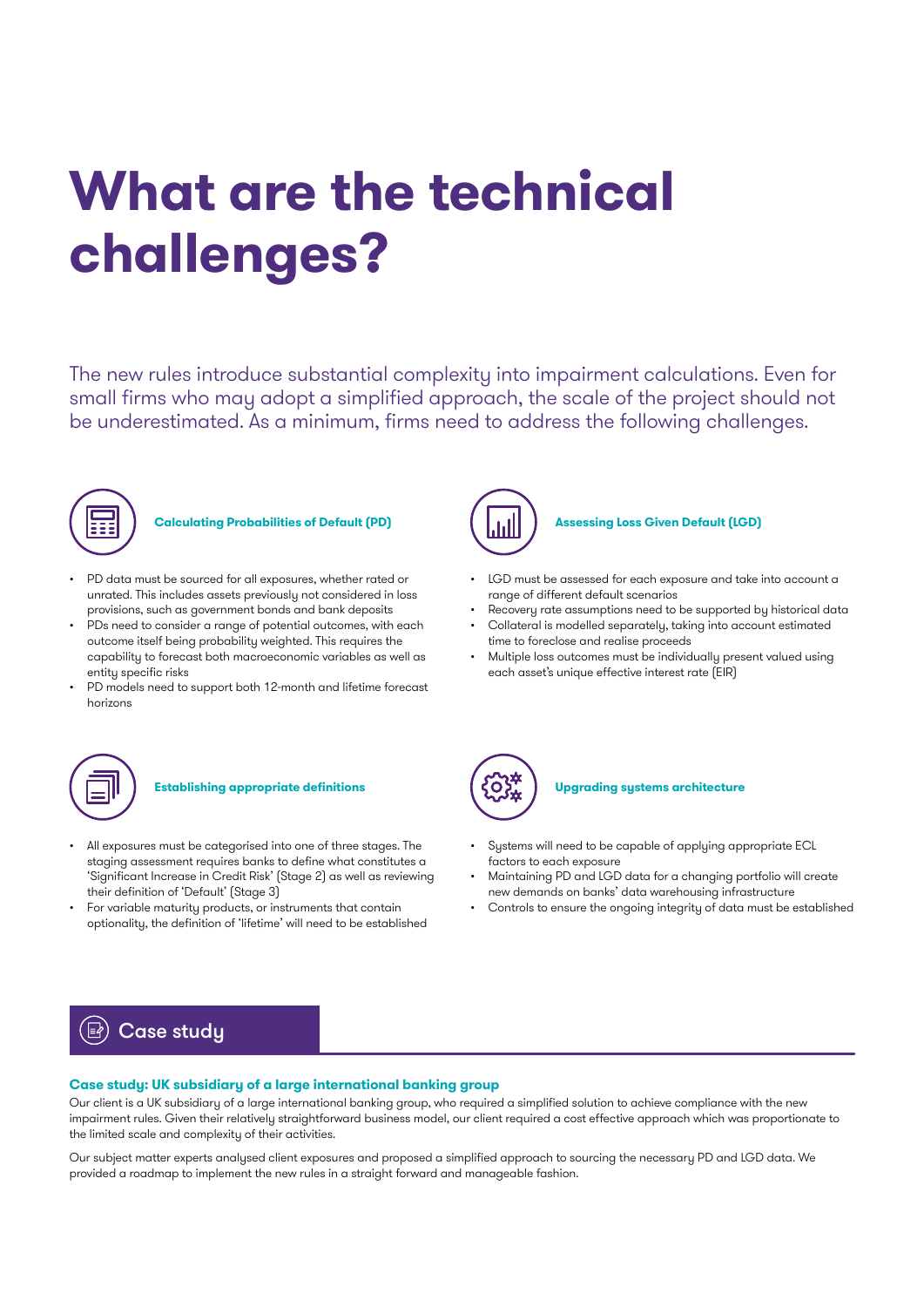# What are the technical challenges?

The new rules introduce substantial complexity into impairment calculations. Even for small firms who may adopt a simplified approach, the scale of the project should not be underestimated. As a minimum, firms need to address the following challenges.

### Calculating Probabilities of Default (PD)

- PD data must be sourced for all exposures, whether rated or unrated. This includes assets previously not considered in loss provisions, such as government bonds and bank deposits
- PDs need to consider a range of potential outcomes, with each outcome itself being probability weighted. This requires the capability to forecast both macroeconomic variables as well as entity specific risks
- PD models need to support both 12-month and lifetime forecast horizons

### Assessing Loss Given Default (LGD)

- LGD must be assessed for each exposure and take into account a range of different default scenarios
- Recovery rate assumptions need to be supported by historical data
- Collateral is modelled separately, taking into account estimated time to foreclose and realise proceeds
- Multiple loss outcomes must be individually present valued using each asset's unique effective interest rate (EIR)

### Establishing appropriate definitions

- All exposures must be categorised into one of three stages. The staging assessment requires banks to define what constitutes a 'Significant Increase in Credit Risk' (Stage 2) as well as reviewing their definition of 'Default' (Stage 3)
- For variable maturity products, or instruments that contain optionality, the definition of 'lifetime' will need to be established

### Upgrading systems architecture

- Systems will need to be capable of applying appropriate ECL factors to each exposure
- Maintaining PD and LGD data for a changing portfolio will create new demands on banks' data warehousing infrastructure
- Controls to ensure the ongoing integrity of data must be established

## Case study

**Case study: UK subsidiary of a large international banking group**

Our client is a UK subsidiary of a large international banking group, who required a simplified solution to achieve compliance with the new impairment rules. Given their relatively straightforward business model, our client required a cost effective approach which was proportionate to the limited scale and complexity of their activities.

Our subject matter experts analysed client exposures and proposed a simplified approach to sourcing the necessary PD and LGD data. We provided a roadmap to implement the new rules in a straight forward and manageable fashion.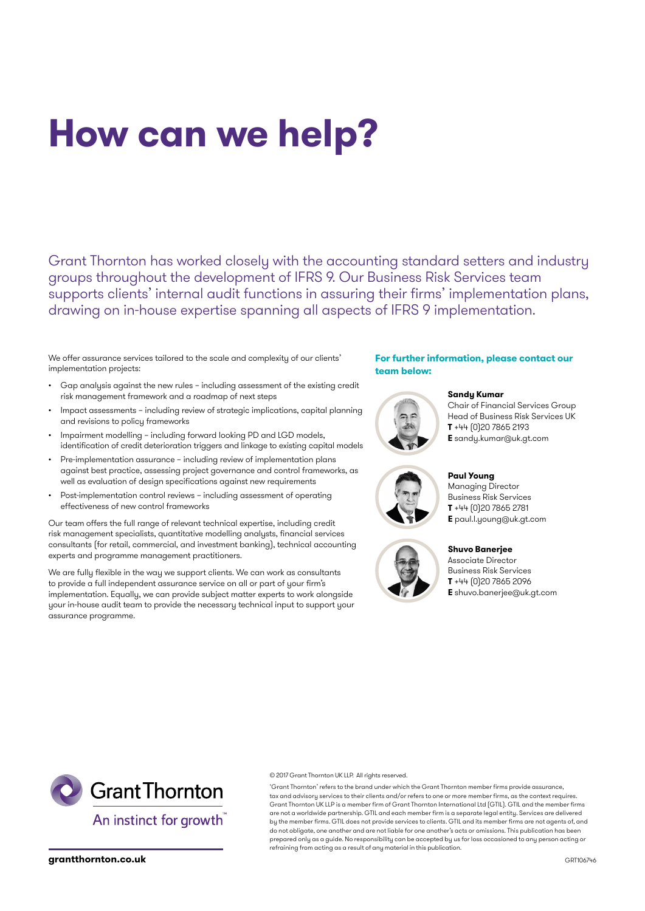# How can we help?

Grant Thornton has worked closely with the accounting standard setters and industry groups throughout the development of IFRS 9. Our Business Risk Services team supports clients' internal audit functions in assuring their firms' implementation plans, drawing on in-house expertise spanning all aspects of IFRS 9 implementation.

We offer assurance services tailored to the scale and complexity of our clients' implementation projects:

- Gap analysis against the new rules – including assessment of the existing credit risk management framework and a roadmap of next steps
- Impact assessments – including review of strategic implications, capital planning and revisions to policy frameworks
- Impairment modelling – including forward looking PD and LGD models, identification of credit deterioration triggers and linkage to existing capital models
- Pre-implementation assurance – including review of implementation plans against best practice, assessing project governance and control frameworks, as well as evaluation of design specifications against new requirements
- Post-implementation control reviews – including assessment of operating effectiveness of new control frameworks

Our team offers the full range of relevant technical expertise, including credit risk management specialists, quantitative modelling analysts, financial services consultants (for retail, commercial, and investment banking), technical accounting experts and programme management practitioners.

We are fully flexible in the way we support clients. We can work as consultants to provide a full independent assurance service on all or part of your firm's implementation. Equally, we can provide subject matter experts to work alongside your in-house audit team to provide the necessary technical input to support your assurance programme.

**For further information, please contact our team below:**

**Sandy Kumar**
Chair of Financial Services Group
Head of Business Risk Services UK
**T** +44 (0)20 7865 2193
**E** sandy.kumar@uk.gt.com

**Paul Young**
Managing Director
Business Risk Services
**T** +44 (0)20 7865 2781
**E** paul.l.young@uk.gt.com

**Shuvo Banerjee**
Associate Director
Business Risk Services
**T** +44 (0)20 7865 2096
**E** shuvo.banerjee@uk.gt.com

Grant Thornton
An instinct for growth™

**grantthornton.co.uk**

© 2017 Grant Thornton UK LLP. All rights reserved.

'Grant Thornton' refers to the brand under which the Grant Thornton member firms provide assurance, tax and advisory services to their clients and/or refers to one or more member firms, as the context requires. Grant Thornton UK LLP is a member firm of Grant Thornton International Ltd (GTIL). GTIL and the member firms are not a worldwide partnership. GTIL and each member firm is a separate legal entity. Services are delivered by the member firms. GTIL does not provide services to clients. GTIL and its member firms are not agents of, and do not obligate, one another and are not liable for one another's acts or omissions. This publication has been prepared only as a guide. No responsibility can be accepted by us for loss occasioned to any person acting or refraining from acting as a result of any material in this publication.

GRT106746